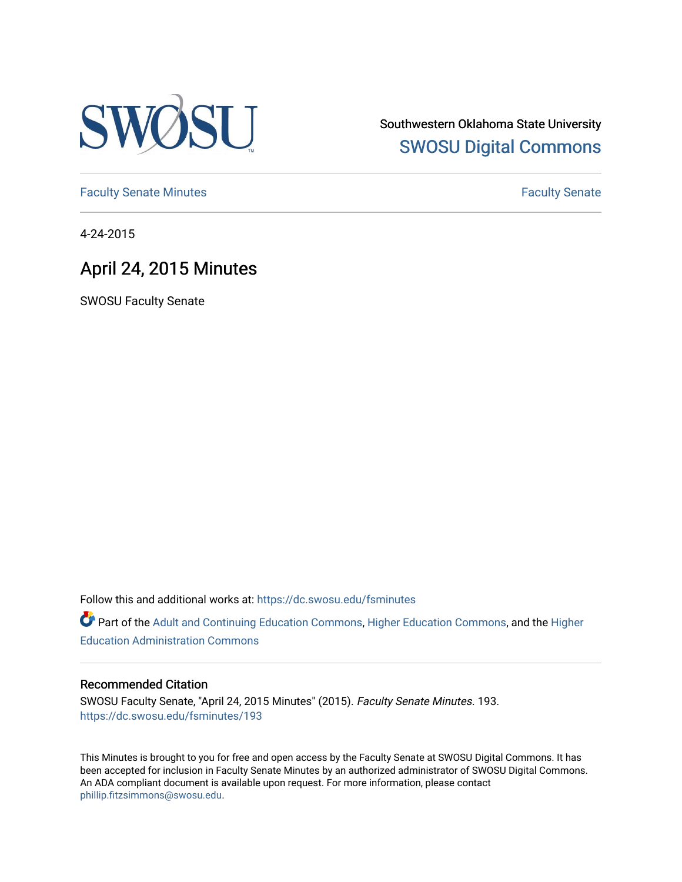Southwestern Oklahoma State University

SWOSU Digital Commons

Faculty Senate Minutes

Faculty Senate

4-24-2015

# April 24, 2015 Minutes

SWOSU Faculty Senate

Follow this and additional works at: https://dc.swosu.edu/fsminutes

Part of the Adult and Continuing Education Commons, Higher Education Commons, and the Higher Education Administration Commons

## Recommended Citation

SWOSU Faculty Senate, "April 24, 2015 Minutes" (2015). *Faculty Senate Minutes*. 193. https://dc.swosu.edu/fsminutes/193

This Minutes is brought to you for free and open access by the Faculty Senate at SWOSU Digital Commons. It has been accepted for inclusion in Faculty Senate Minutes by an authorized administrator of SWOSU Digital Commons. An ADA compliant document is available upon request. For more information, please contact phillip.fitzsimmons@swosu.edu.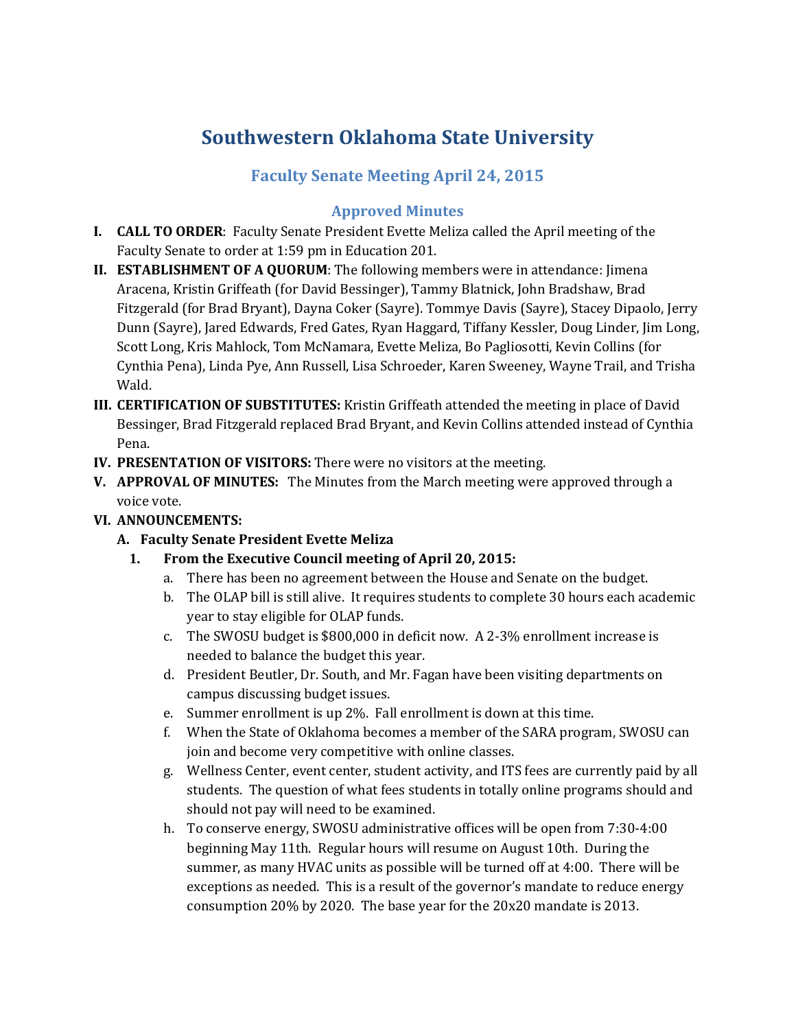# Southwestern Oklahoma State University

## Faculty Senate Meeting April 24, 2015

### Approved Minutes

**I. CALL TO ORDER**: Faculty Senate President Evette Meliza called the April meeting of the Faculty Senate to order at 1:59 pm in Education 201.

**II. ESTABLISHMENT OF A QUORUM**: The following members were in attendance: Jimena Aracena, Kristin Griffeath (for David Bessinger), Tammy Blatnick, John Bradshaw, Brad Fitzgerald (for Brad Bryant), Dayna Coker (Sayre). Tommye Davis (Sayre), Stacey Dipaolo, Jerry Dunn (Sayre), Jared Edwards, Fred Gates, Ryan Haggard, Tiffany Kessler, Doug Linder, Jim Long, Scott Long, Kris Mahlock, Tom McNamara, Evette Meliza, Bo Pagliosotti, Kevin Collins (for Cynthia Pena), Linda Pye, Ann Russell, Lisa Schroeder, Karen Sweeney, Wayne Trail, and Trisha Wald.

**III. CERTIFICATION OF SUBSTITUTES:** Kristin Griffeath attended the meeting in place of David Bessinger, Brad Fitzgerald replaced Brad Bryant, and Kevin Collins attended instead of Cynthia Pena.

**IV. PRESENTATION OF VISITORS:** There were no visitors at the meeting.

**V. APPROVAL OF MINUTES:** The Minutes from the March meeting were approved through a voice vote.

**VI. ANNOUNCEMENTS:**

**A. Faculty Senate President Evette Meliza**

**1. From the Executive Council meeting of April 20, 2015:**

a. There has been no agreement between the House and Senate on the budget.

b. The OLAP bill is still alive. It requires students to complete 30 hours each academic year to stay eligible for OLAP funds.

c. The SWOSU budget is $800,000 in deficit now. A 2-3% enrollment increase is needed to balance the budget this year.

d. President Beutler, Dr. South, and Mr. Fagan have been visiting departments on campus discussing budget issues.

e. Summer enrollment is up 2%. Fall enrollment is down at this time.

f. When the State of Oklahoma becomes a member of the SARA program, SWOSU can join and become very competitive with online classes.

g. Wellness Center, event center, student activity, and ITS fees are currently paid by all students. The question of what fees students in totally online programs should and should not pay will need to be examined.

h. To conserve energy, SWOSU administrative offices will be open from 7:30-4:00 beginning May 11th. Regular hours will resume on August 10th. During the summer, as many HVAC units as possible will be turned off at 4:00. There will be exceptions as needed. This is a result of the governor's mandate to reduce energy consumption 20% by 2020. The base year for the 20x20 mandate is 2013.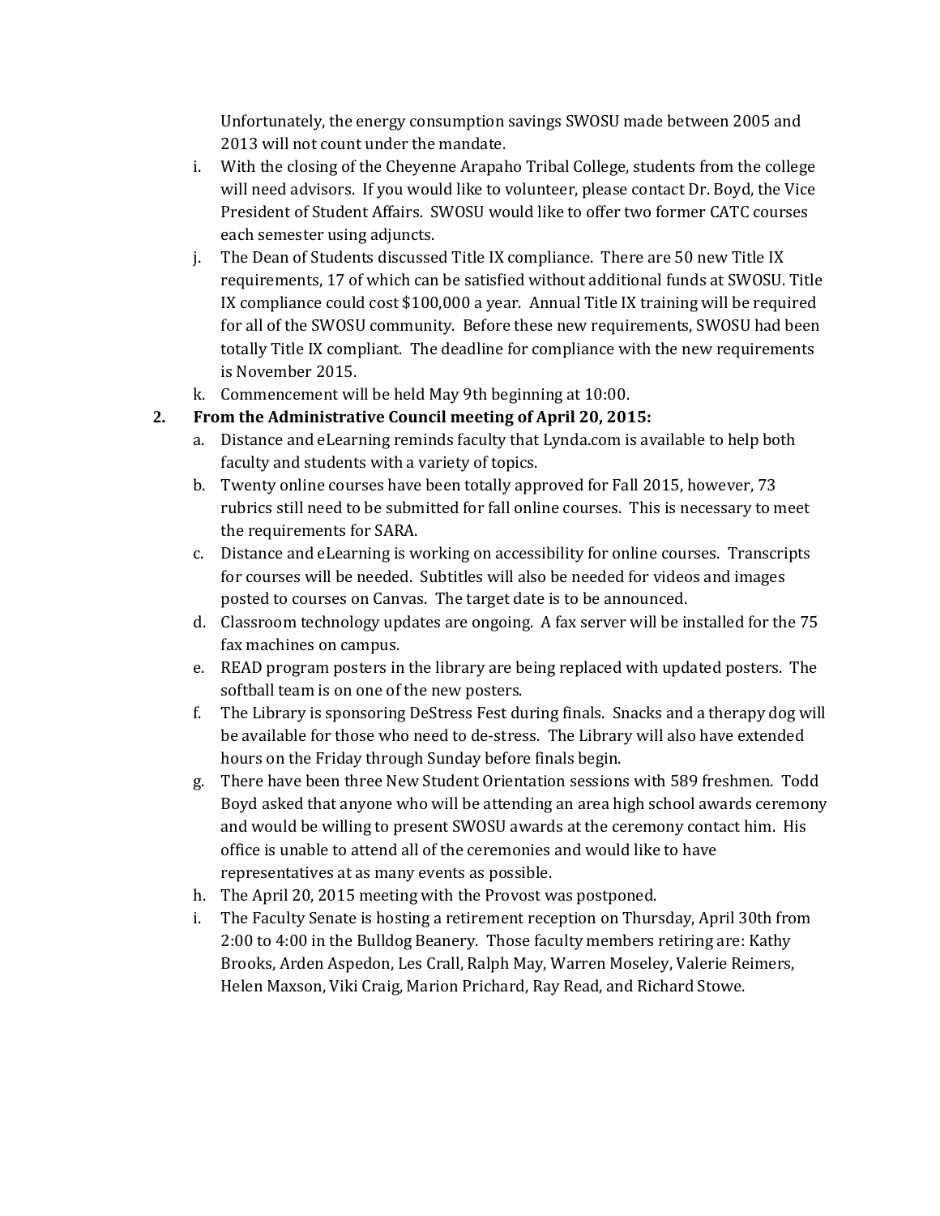Unfortunately, the energy consumption savings SWOSU made between 2005 and 2013 will not count under the mandate.

i. With the closing of the Cheyenne Arapaho Tribal College, students from the college will need advisors. If you would like to volunteer, please contact Dr. Boyd, the Vice President of Student Affairs. SWOSU would like to offer two former CATC courses each semester using adjuncts.
j. The Dean of Students discussed Title IX compliance. There are 50 new Title IX requirements, 17 of which can be satisfied without additional funds at SWOSU. Title IX compliance could cost $100,000 a year. Annual Title IX training will be required for all of the SWOSU community. Before these new requirements, SWOSU had been totally Title IX compliant. The deadline for compliance with the new requirements is November 2015.
k. Commencement will be held May 9th beginning at 10:00.

2. **From the Administrative Council meeting of April 20, 2015:**
   a. Distance and eLearning reminds faculty that Lynda.com is available to help both faculty and students with a variety of topics.
   b. Twenty online courses have been totally approved for Fall 2015, however, 73 rubrics still need to be submitted for fall online courses. This is necessary to meet the requirements for SARA.
   c. Distance and eLearning is working on accessibility for online courses. Transcripts for courses will be needed. Subtitles will also be needed for videos and images posted to courses on Canvas. The target date is to be announced.
   d. Classroom technology updates are ongoing. A fax server will be installed for the 75 fax machines on campus.
   e. READ program posters in the library are being replaced with updated posters. The softball team is on one of the new posters.
   f. The Library is sponsoring DeStress Fest during finals. Snacks and a therapy dog will be available for those who need to de-stress. The Library will also have extended hours on the Friday through Sunday before finals begin.
   g. There have been three New Student Orientation sessions with 589 freshmen. Todd Boyd asked that anyone who will be attending an area high school awards ceremony and would be willing to present SWOSU awards at the ceremony contact him. His office is unable to attend all of the ceremonies and would like to have representatives at as many events as possible.
   h. The April 20, 2015 meeting with the Provost was postponed.
   i. The Faculty Senate is hosting a retirement reception on Thursday, April 30th from 2:00 to 4:00 in the Bulldog Beanery. Those faculty members retiring are: Kathy Brooks, Arden Aspedon, Les Crall, Ralph May, Warren Moseley, Valerie Reimers, Helen Maxson, Viki Craig, Marion Prichard, Ray Read, and Richard Stowe.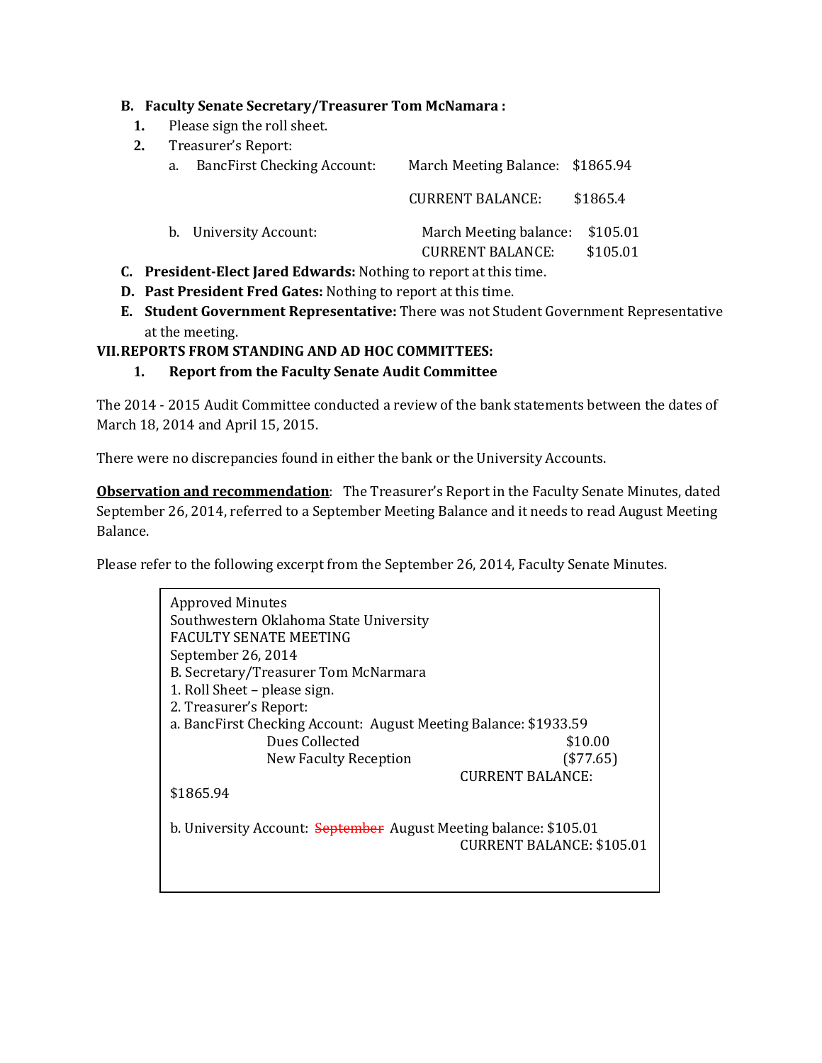**B. Faculty Senate Secretary/Treasurer Tom McNamara :**

1. Please sign the roll sheet.
2. Treasurer's Report:
   a. BancFirst Checking Account: March Meeting Balance: $1865.94

      CURRENT BALANCE: $1865.4

   b. University Account: March Meeting balance: $105.01
      CURRENT BALANCE: $105.01

**C. President-Elect Jared Edwards:** Nothing to report at this time.

**D. Past President Fred Gates:** Nothing to report at this time.

**E. Student Government Representative:** There was not Student Government Representative at the meeting.

**VII. REPORTS FROM STANDING AND AD HOC COMMITTEES:**

**1. Report from the Faculty Senate Audit Committee**

The 2014 - 2015 Audit Committee conducted a review of the bank statements between the dates of March 18, 2014 and April 15, 2015.

There were no discrepancies found in either the bank or the University Accounts.

**Observation and recommendation**: The Treasurer's Report in the Faculty Senate Minutes, dated September 26, 2014, referred to a September Meeting Balance and it needs to read August Meeting Balance.

Please refer to the following excerpt from the September 26, 2014, Faculty Senate Minutes.

> Approved Minutes
> Southwestern Oklahoma State University
> FACULTY SENATE MEETING
> September 26, 2014
> B. Secretary/Treasurer Tom McNarmara
> 1. Roll Sheet – please sign.
> 2. Treasurer's Report:
> a. BancFirst Checking Account: August Meeting Balance: $1933.59
> Dues Collected $10.00
> New Faculty Reception ($77.65)
> CURRENT BALANCE: $1865.94
>
> b. University Account: ~~September~~ August Meeting balance: $105.01
> CURRENT BALANCE: $105.01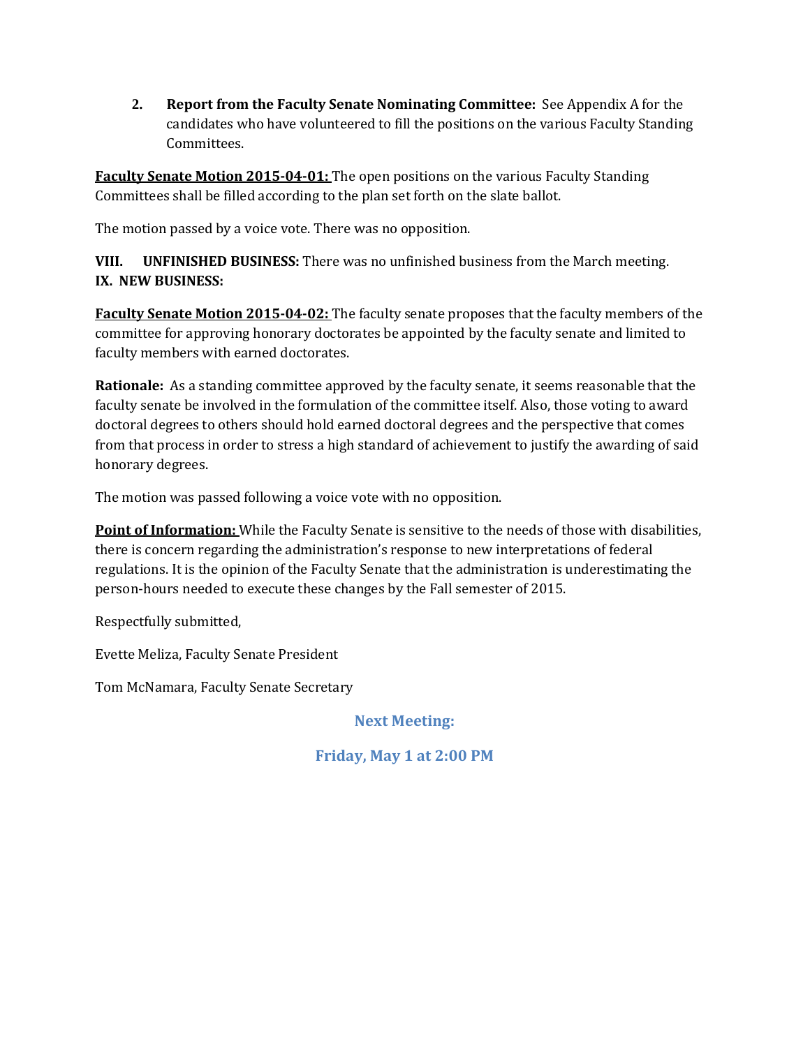2. **Report from the Faculty Senate Nominating Committee:** See Appendix A for the candidates who have volunteered to fill the positions on the various Faculty Standing Committees.

**Faculty Senate Motion 2015-04-01:** The open positions on the various Faculty Standing Committees shall be filled according to the plan set forth on the slate ballot.

The motion passed by a voice vote. There was no opposition.

**VIII. UNFINISHED BUSINESS:** There was no unfinished business from the March meeting.

**IX. NEW BUSINESS:**

**Faculty Senate Motion 2015-04-02:** The faculty senate proposes that the faculty members of the committee for approving honorary doctorates be appointed by the faculty senate and limited to faculty members with earned doctorates.

**Rationale:** As a standing committee approved by the faculty senate, it seems reasonable that the faculty senate be involved in the formulation of the committee itself. Also, those voting to award doctoral degrees to others should hold earned doctoral degrees and the perspective that comes from that process in order to stress a high standard of achievement to justify the awarding of said honorary degrees.

The motion was passed following a voice vote with no opposition.

**Point of Information:** While the Faculty Senate is sensitive to the needs of those with disabilities, there is concern regarding the administration's response to new interpretations of federal regulations. It is the opinion of the Faculty Senate that the administration is underestimating the person-hours needed to execute these changes by the Fall semester of 2015.

Respectfully submitted,

Evette Meliza, Faculty Senate President

Tom McNamara, Faculty Senate Secretary

**Next Meeting:**

**Friday, May 1 at 2:00 PM**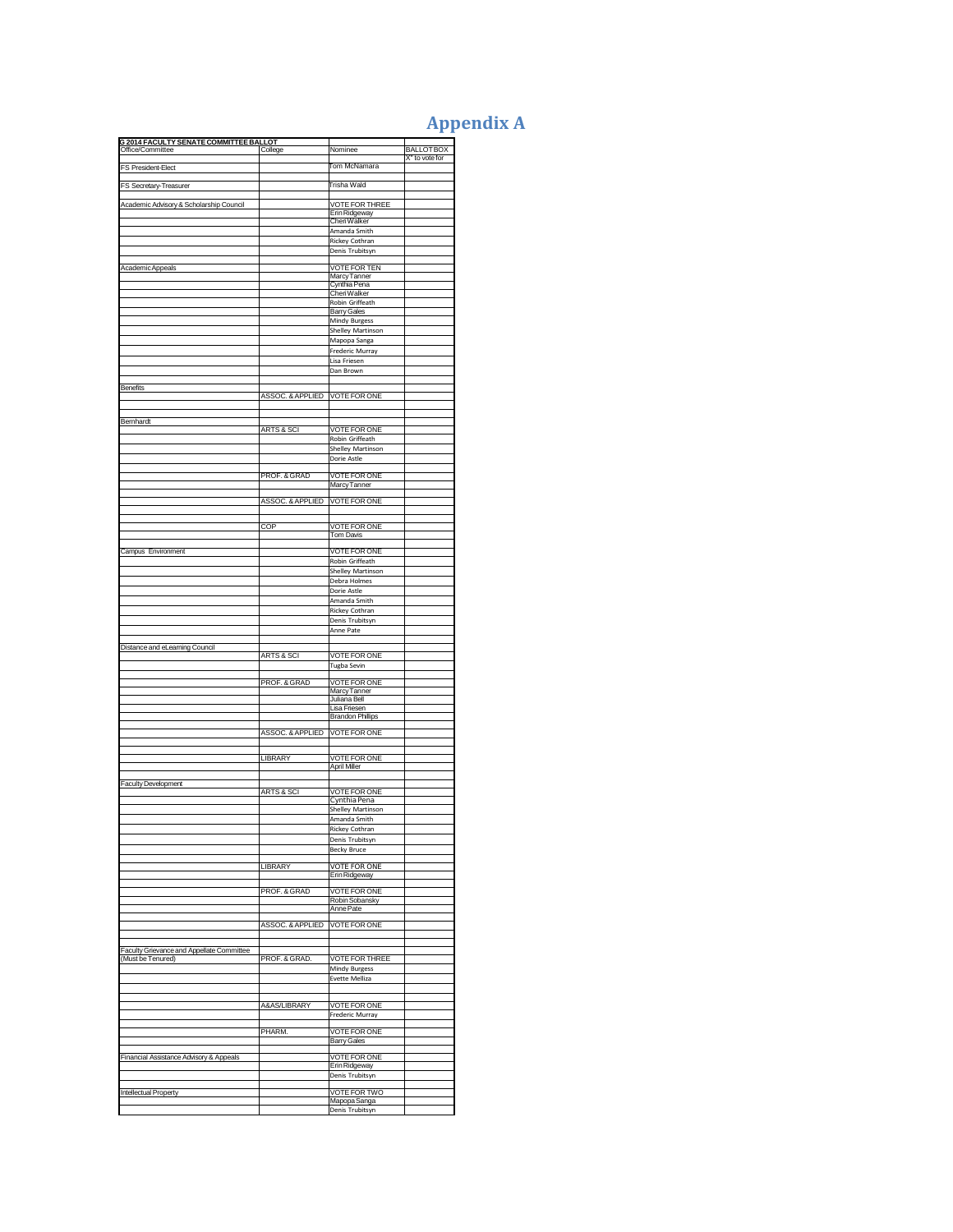# Appendix A

| G 2014 FACULTY SENATE COMMITTEE BALLOT | | | |
|---|---|---|---|
| Office/Committee | College | Nominee | BALLOT BOX X" to vote for |
| FS President-Elect | | Tom McNamara | |
| FS Secretary-Treasurer | | Trisha Wald | |
| Academic Advisory & Scholarship Council | | VOTE FOR THREE | |
| | | Erin Ridgeway | |
| | | Cheri Walker | |
| | | Amanda Smith | |
| | | Rickey Cothran | |
| | | Denis Trubitsyn | |
| Academic Appeals | | VOTE FOR TEN | |
| | | Marcy Tanner | |
| | | Cynthia Pena | |
| | | Cheri Walker | |
| | | Robin Griffeath | |
| | | Barry Gales | |
| | | Mindy Burgess | |
| | | Shelley Martinson | |
| | | Mapopa Sanga | |
| | | Frederic Murray | |
| | | Lisa Friesen | |
| | | Dan Brown | |
| Benefits | | | |
| | ASSOC. & APPLIED | VOTE FOR ONE | |
| Bernhardt | | | |
| | ARTS & SCI | VOTE FOR ONE | |
| | | Robin Griffeath | |
| | | Shelley Martinson | |
| | | Dorie Astle | |
| | PROF. & GRAD | VOTE FOR ONE | |
| | | Marcy Tanner | |
| | ASSOC. & APPLIED | VOTE FOR ONE | |
| | COP | VOTE FOR ONE | |
| | | Tom Davis | |
| Campus Environment | | VOTE FOR ONE | |
| | | Robin Griffeath | |
| | | Shelley Martinson | |
| | | Debra Holmes | |
| | | Dorie Astle | |
| | | Amanda Smith | |
| | | Rickey Cothran | |
| | | Denis Trubitsyn | |
| | | Anne Pate | |
| Distance and eLearning Council | | | |
| | ARTS & SCI | VOTE FOR ONE | |
| | | Tugba Sevin | |
| | PROF. & GRAD | VOTE FOR ONE | |
| | | Marcy Tanner | |
| | | Juliana Bell | |
| | | Lisa Friesen | |
| | | Brandon Phillips | |
| | ASSOC. & APPLIED | VOTE FOR ONE | |
| | LIBRARY | VOTE FOR ONE | |
| | | April Miller | |
| Faculty Development | | | |
| | ARTS & SCI | VOTE FOR ONE | |
| | | Cynthia Pena | |
| | | Shelley Martinson | |
| | | Amanda Smith | |
| | | Rickey Cothran | |
| | | Denis Trubitsyn | |
| | | Becky Bruce | |
| | LIBRARY | VOTE FOR ONE | |
| | | Erin Ridgeway | |
| | PROF. & GRAD | VOTE FOR ONE | |
| | | Robin Sobansky | |
| | | Anne Pate | |
| | ASSOC. & APPLIED | VOTE FOR ONE | |
| Faculty Grievance and Appellate Committee (Must be Tenured) | PROF. & GRAD. | VOTE FOR THREE | |
| | | Mindy Burgess | |
| | | Evette Melliza | |
| | A&AS/LIBRARY | VOTE FOR ONE | |
| | | Frederic Murray | |
| | PHARM. | VOTE FOR ONE | |
| | | Barry Gales | |
| Financial Assistance Advisory & Appeals | | VOTE FOR ONE | |
| | | Erin Ridgeway | |
| | | Denis Trubitsyn | |
| Intellectual Property | | VOTE FOR TWO | |
| | | Mapopa Sanga | |
| | | Denis Trubitsyn | |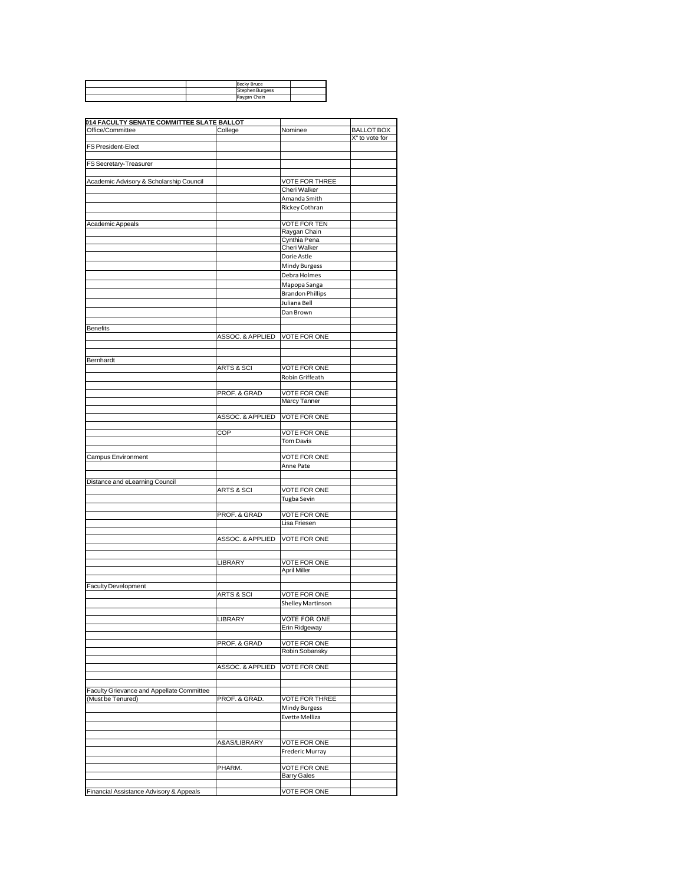| | | | |
|---|---|---|---|
| | | Becky Bruce | |
| | | Stephen Burgess | |
| | | Raygan Chain | |

| 014 FACULTY SENATE COMMITTEE SLATE BALLOT | | | |
|---|---|---|---|
| Office/Committee | College | Nominee | BALLOT BOX |
| | | | X" to vote for |
| FS President-Elect | | | |
| | | | |
| FS Secretary-Treasurer | | | |
| | | | |
| Academic Advisory & Scholarship Council | | VOTE FOR THREE | |
| | | Cheri Walker | |
| | | Amanda Smith | |
| | | Rickey Cothran | |
| | | | |
| Academic Appeals | | VOTE FOR TEN | |
| | | Raygan Chain | |
| | | Cynthia Pena | |
| | | Cheri Walker | |
| | | Dorie Astle | |
| | | Mindy Burgess | |
| | | Debra Holmes | |
| | | Mapopa Sanga | |
| | | Brandon Phillips | |
| | | Juliana Bell | |
| | | Dan Brown | |
| | | | |
| Benefits | | | |
| | ASSOC. & APPLIED | VOTE FOR ONE | |
| | | | |
| | | | |
| Bernhardt | | | |
| | ARTS & SCI | VOTE FOR ONE | |
| | | Robin Griffeath | |
| | | | |
| | PROF. & GRAD | VOTE FOR ONE | |
| | | Marcy Tanner | |
| | | | |
| | ASSOC. & APPLIED | VOTE FOR ONE | |
| | | | |
| | COP | VOTE FOR ONE | |
| | | Tom Davis | |
| | | | |
| Campus Environment | | VOTE FOR ONE | |
| | | Anne Pate | |
| | | | |
| Distance and eLearning Council | | | |
| | ARTS & SCI | VOTE FOR ONE | |
| | | Tugba Sevin | |
| | | | |
| | PROF. & GRAD | VOTE FOR ONE | |
| | | Lisa Friesen | |
| | | | |
| | ASSOC. & APPLIED | VOTE FOR ONE | |
| | | | |
| | | | |
| | LIBRARY | VOTE FOR ONE | |
| | | April Miller | |
| | | | |
| Faculty Development | | | |
| | ARTS & SCI | VOTE FOR ONE | |
| | | Shelley Martinson | |
| | | | |
| | LIBRARY | VOTE FOR ONE | |
| | | Erin Ridgeway | |
| | | | |
| | PROF. & GRAD | VOTE FOR ONE | |
| | | Robin Sobansky | |
| | | | |
| | ASSOC. & APPLIED | VOTE FOR ONE | |
| | | | |
| | | | |
| Faculty Grievance and Appellate Committee | | | |
| (Must be Tenured) | PROF. & GRAD. | VOTE FOR THREE | |
| | | Mindy Burgess | |
| | | Evette Melliza | |
| | | | |
| | | | |
| | A&AS/LIBRARY | VOTE FOR ONE | |
| | | Frederic Murray | |
| | | | |
| | PHARM. | VOTE FOR ONE | |
| | | Barry Gales | |
| | | | |
| Financial Assistance Advisory & Appeals | | VOTE FOR ONE | |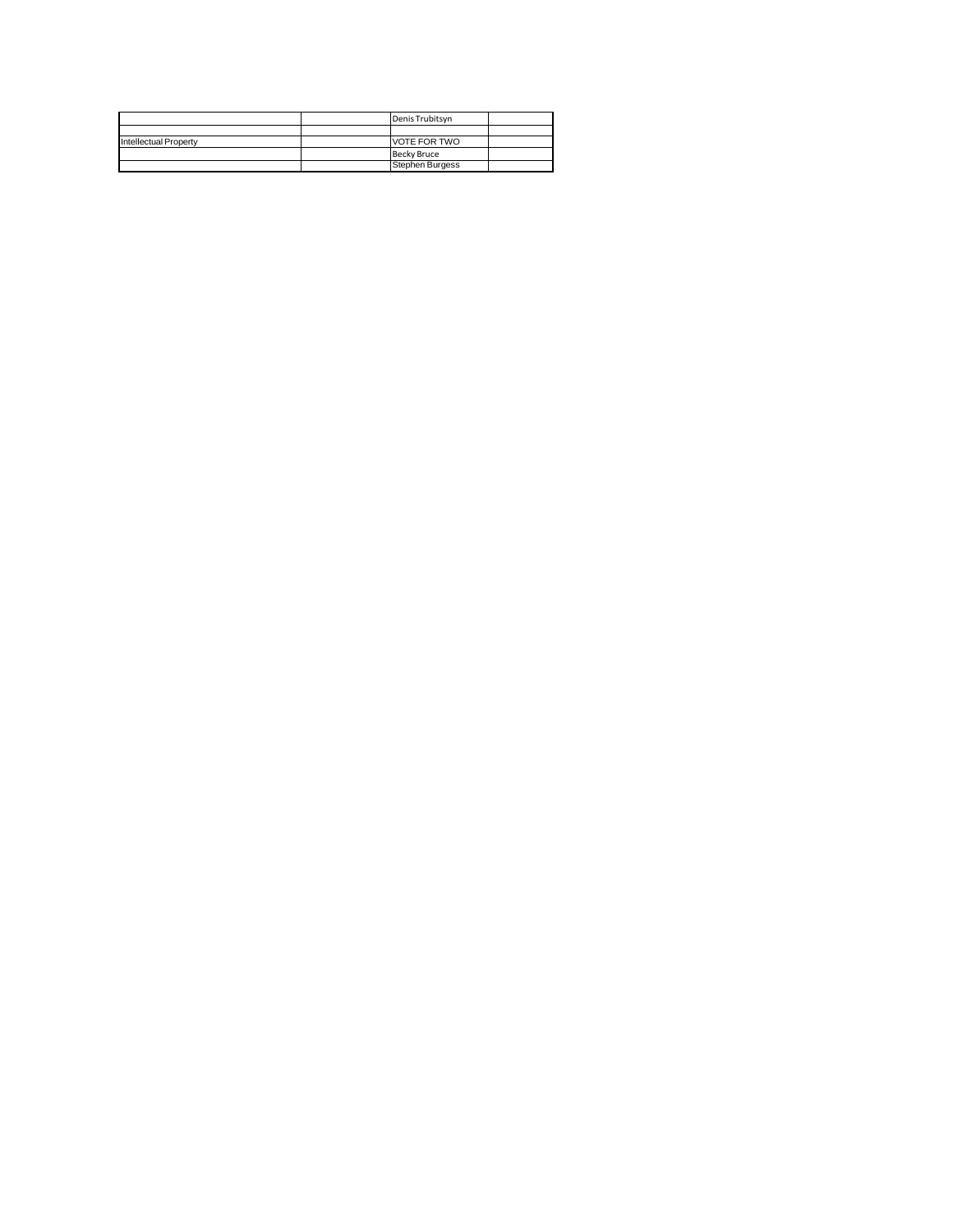| | | | |
|---|---|---|---|
| | | Denis Trubitsyn | |
| | | | |
| Intellectual Property | | VOTE FOR TWO | |
| | | Becky Bruce | |
| | | Stephen Burgess | |